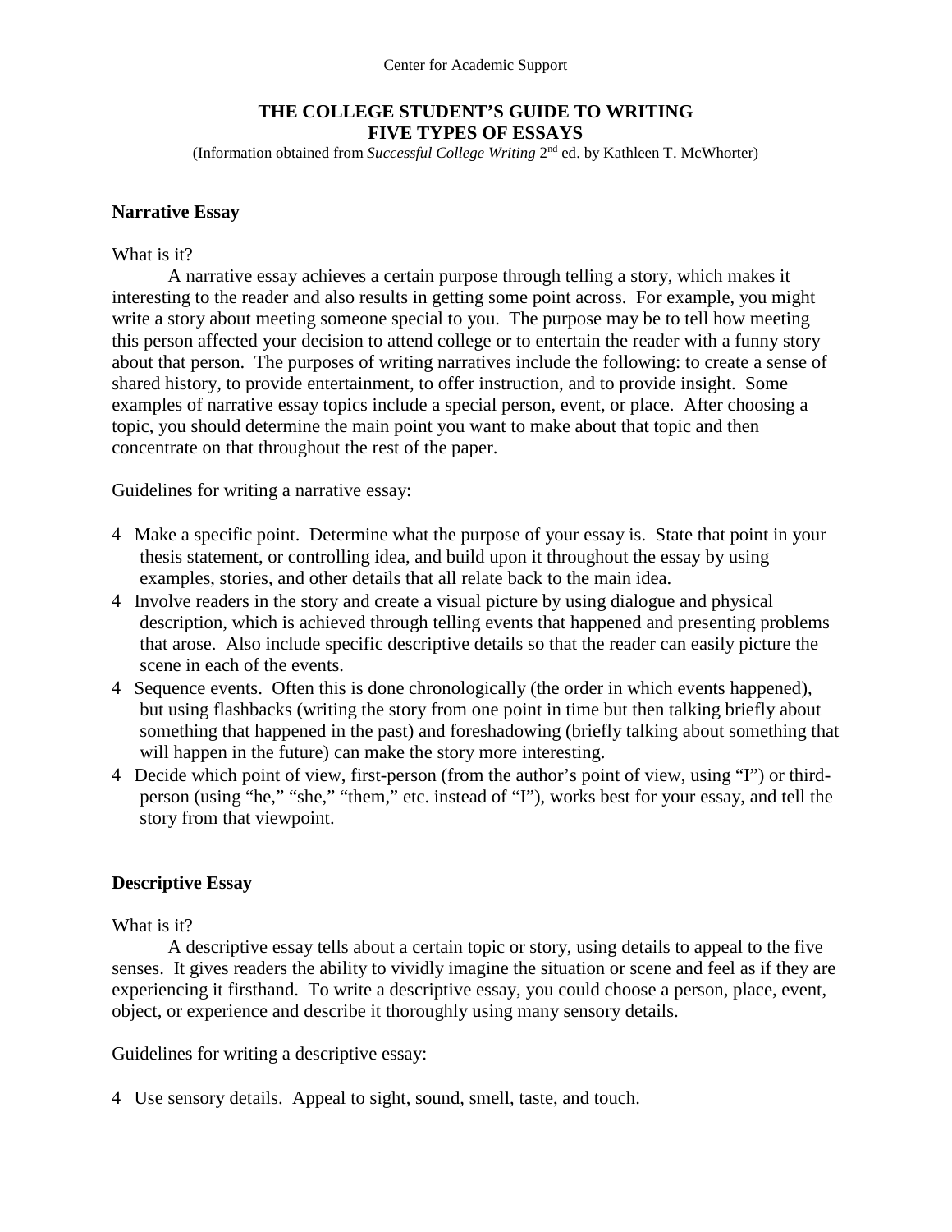Center for Academic Support

# THE COLLEGE STUDENT'S GUIDE TO WRITING FIVE TYPES OF ESSAYS

(Information obtained from *Successful College Writing* 2nd ed. by Kathleen T. McWhorter)

## Narrative Essay

What is it?

A narrative essay achieves a certain purpose through telling a story, which makes it interesting to the reader and also results in getting some point across. For example, you might write a story about meeting someone special to you. The purpose may be to tell how meeting this person affected your decision to attend college or to entertain the reader with a funny story about that person. The purposes of writing narratives include the following: to create a sense of shared history, to provide entertainment, to offer instruction, and to provide insight. Some examples of narrative essay topics include a special person, event, or place. After choosing a topic, you should determine the main point you want to make about that topic and then concentrate on that throughout the rest of the paper.

Guidelines for writing a narrative essay:

- Make a specific point. Determine what the purpose of your essay is. State that point in your thesis statement, or controlling idea, and build upon it throughout the essay by using examples, stories, and other details that all relate back to the main idea.
- Involve readers in the story and create a visual picture by using dialogue and physical description, which is achieved through telling events that happened and presenting problems that arose. Also include specific descriptive details so that the reader can easily picture the scene in each of the events.
- Sequence events. Often this is done chronologically (the order in which events happened), but using flashbacks (writing the story from one point in time but then talking briefly about something that happened in the past) and foreshadowing (briefly talking about something that will happen in the future) can make the story more interesting.
- Decide which point of view, first-person (from the author's point of view, using "I") or third-person (using "he," "she," "them," etc. instead of "I"), works best for your essay, and tell the story from that viewpoint.

## Descriptive Essay

What is it?

A descriptive essay tells about a certain topic or story, using details to appeal to the five senses. It gives readers the ability to vividly imagine the situation or scene and feel as if they are experiencing it firsthand. To write a descriptive essay, you could choose a person, place, event, object, or experience and describe it thoroughly using many sensory details.

Guidelines for writing a descriptive essay:

- Use sensory details. Appeal to sight, sound, smell, taste, and touch.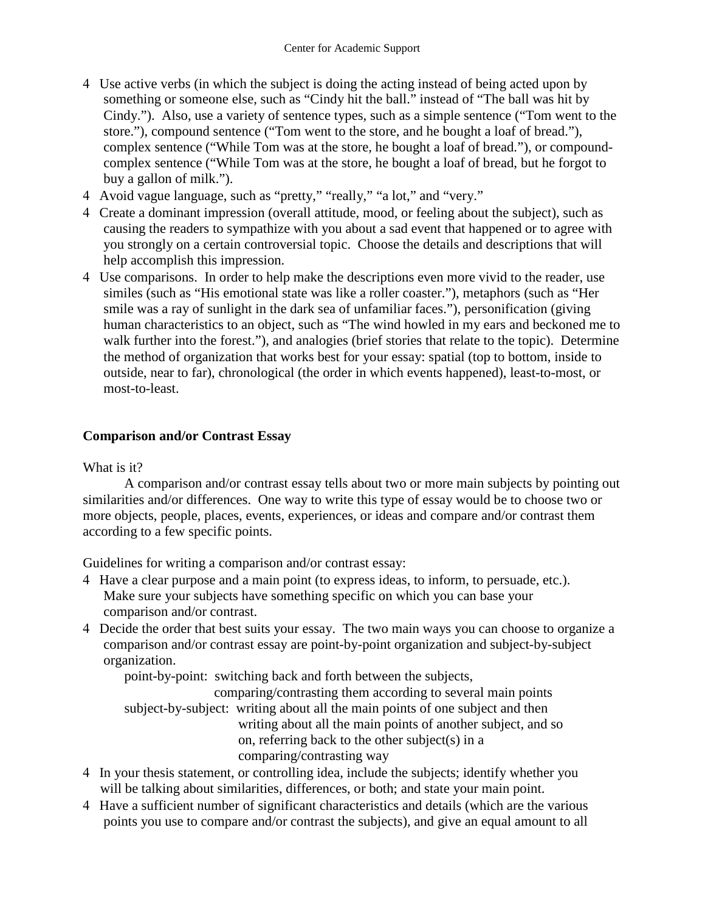- Use active verbs (in which the subject is doing the acting instead of being acted upon by something or someone else, such as "Cindy hit the ball." instead of "The ball was hit by Cindy."). Also, use a variety of sentence types, such as a simple sentence ("Tom went to the store."), compound sentence ("Tom went to the store, and he bought a loaf of bread."), complex sentence ("While Tom was at the store, he bought a loaf of bread."), or compound-complex sentence ("While Tom was at the store, he bought a loaf of bread, but he forgot to buy a gallon of milk.").
- Avoid vague language, such as "pretty," "really," "a lot," and "very."
- Create a dominant impression (overall attitude, mood, or feeling about the subject), such as causing the readers to sympathize with you about a sad event that happened or to agree with you strongly on a certain controversial topic. Choose the details and descriptions that will help accomplish this impression.
- Use comparisons. In order to help make the descriptions even more vivid to the reader, use similes (such as "His emotional state was like a roller coaster."), metaphors (such as "Her smile was a ray of sunlight in the dark sea of unfamiliar faces."), personification (giving human characteristics to an object, such as "The wind howled in my ears and beckoned me to walk further into the forest."), and analogies (brief stories that relate to the topic). Determine the method of organization that works best for your essay: spatial (top to bottom, inside to outside, near to far), chronological (the order in which events happened), least-to-most, or most-to-least.

**Comparison and/or Contrast Essay**

What is it?

A comparison and/or contrast essay tells about two or more main subjects by pointing out similarities and/or differences. One way to write this type of essay would be to choose two or more objects, people, places, events, experiences, or ideas and compare and/or contrast them according to a few specific points.

Guidelines for writing a comparison and/or contrast essay:

- Have a clear purpose and a main point (to express ideas, to inform, to persuade, etc.). Make sure your subjects have something specific on which you can base your comparison and/or contrast.
- Decide the order that best suits your essay. The two main ways you can choose to organize a comparison and/or contrast essay are point-by-point organization and subject-by-subject organization.
  - point-by-point: switching back and forth between the subjects, comparing/contrasting them according to several main points
  - subject-by-subject: writing about all the main points of one subject and then writing about all the main points of another subject, and so on, referring back to the other subject(s) in a comparing/contrasting way
- In your thesis statement, or controlling idea, include the subjects; identify whether you will be talking about similarities, differences, or both; and state your main point.
- Have a sufficient number of significant characteristics and details (which are the various points you use to compare and/or contrast the subjects), and give an equal amount to all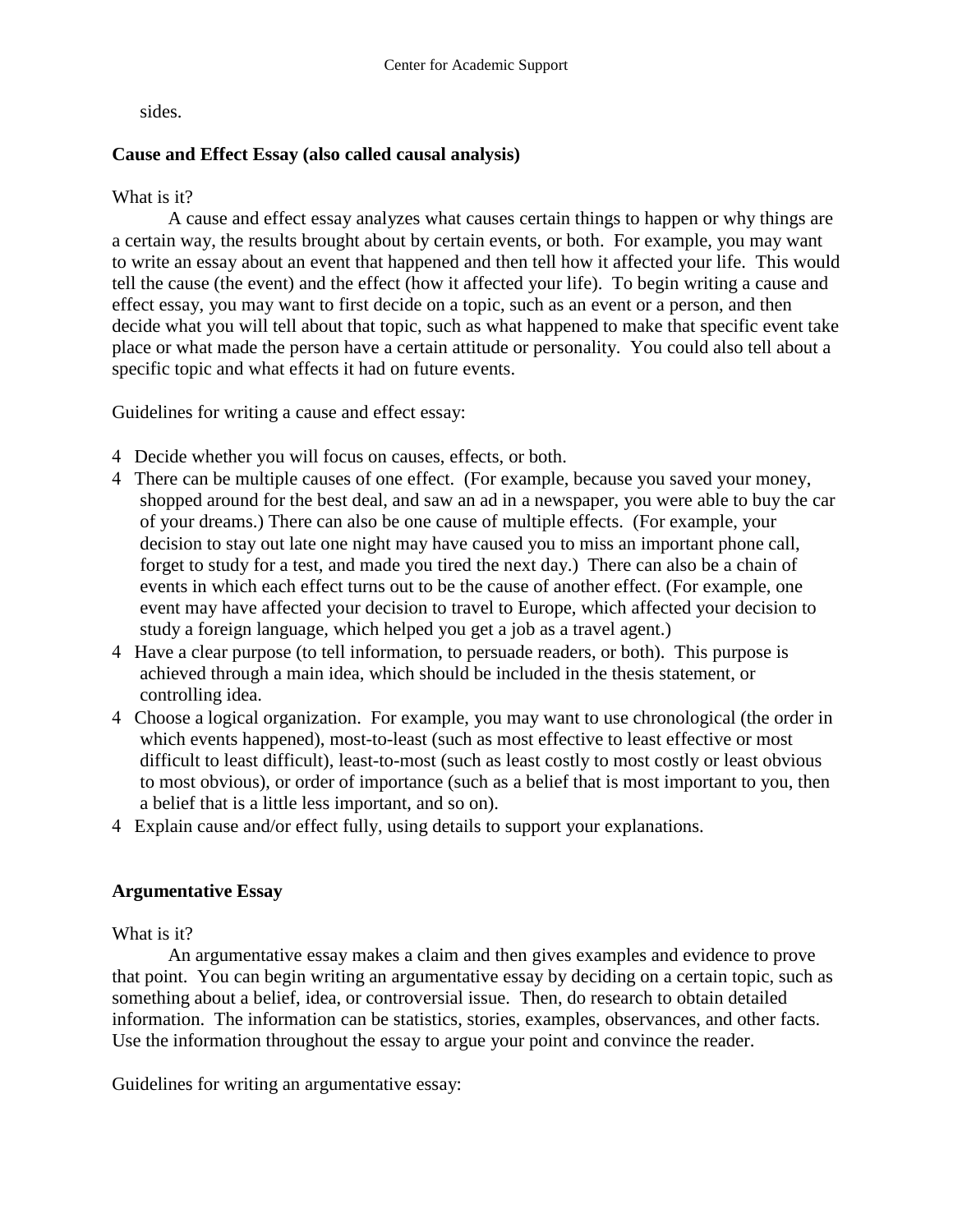sides.

**Cause and Effect Essay (also called causal analysis)**

What is it?

A cause and effect essay analyzes what causes certain things to happen or why things are a certain way, the results brought about by certain events, or both. For example, you may want to write an essay about an event that happened and then tell how it affected your life. This would tell the cause (the event) and the effect (how it affected your life). To begin writing a cause and effect essay, you may want to first decide on a topic, such as an event or a person, and then decide what you will tell about that topic, such as what happened to make that specific event take place or what made the person have a certain attitude or personality. You could also tell about a specific topic and what effects it had on future events.

Guidelines for writing a cause and effect essay:

- Decide whether you will focus on causes, effects, or both.
- There can be multiple causes of one effect. (For example, because you saved your money, shopped around for the best deal, and saw an ad in a newspaper, you were able to buy the car of your dreams.) There can also be one cause of multiple effects. (For example, your decision to stay out late one night may have caused you to miss an important phone call, forget to study for a test, and made you tired the next day.) There can also be a chain of events in which each effect turns out to be the cause of another effect. (For example, one event may have affected your decision to travel to Europe, which affected your decision to study a foreign language, which helped you get a job as a travel agent.)
- Have a clear purpose (to tell information, to persuade readers, or both). This purpose is achieved through a main idea, which should be included in the thesis statement, or controlling idea.
- Choose a logical organization. For example, you may want to use chronological (the order in which events happened), most-to-least (such as most effective to least effective or most difficult to least difficult), least-to-most (such as least costly to most costly or least obvious to most obvious), or order of importance (such as a belief that is most important to you, then a belief that is a little less important, and so on).
- Explain cause and/or effect fully, using details to support your explanations.

**Argumentative Essay**

What is it?

An argumentative essay makes a claim and then gives examples and evidence to prove that point. You can begin writing an argumentative essay by deciding on a certain topic, such as something about a belief, idea, or controversial issue. Then, do research to obtain detailed information. The information can be statistics, stories, examples, observances, and other facts. Use the information throughout the essay to argue your point and convince the reader.

Guidelines for writing an argumentative essay: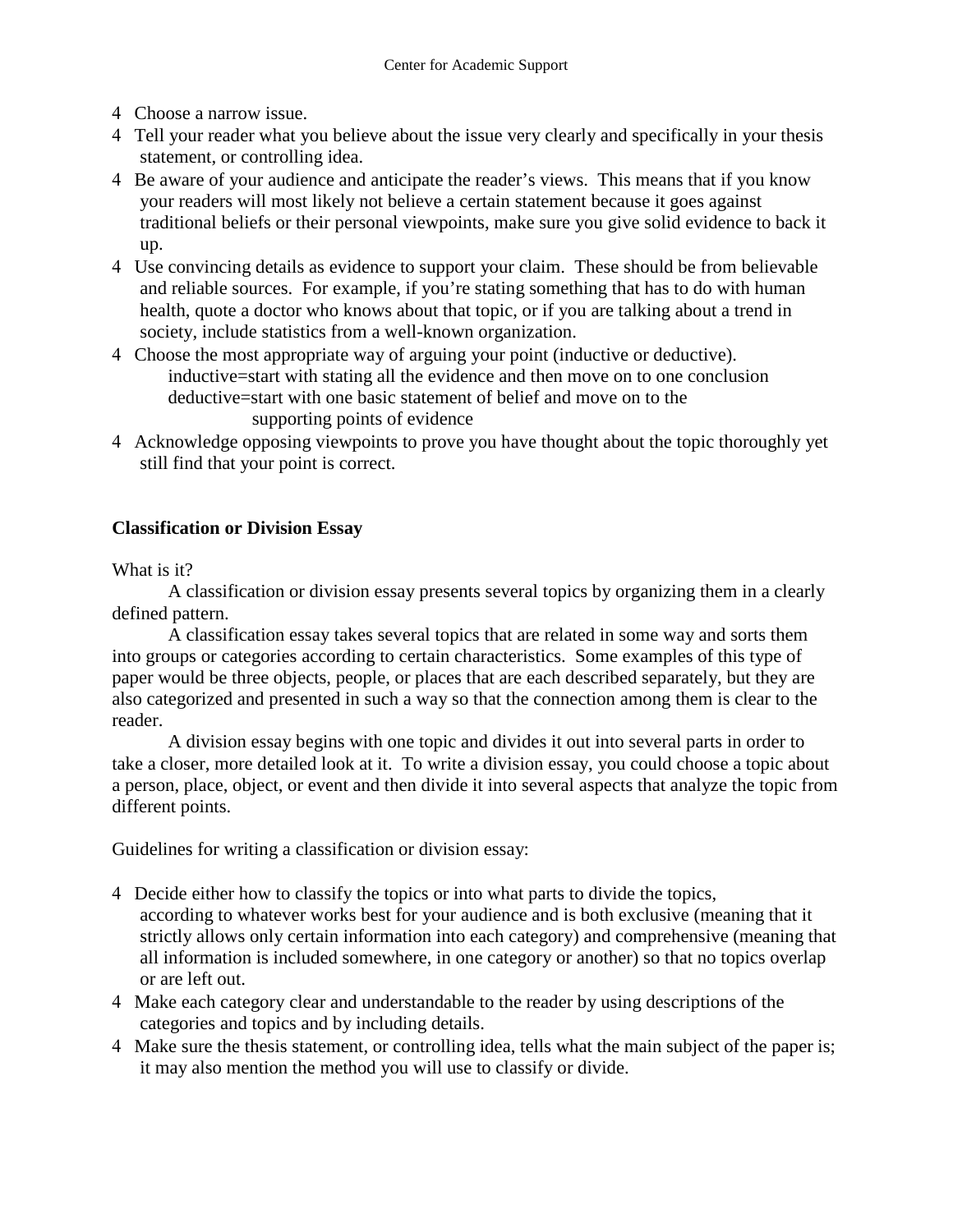- Choose a narrow issue.
- Tell your reader what you believe about the issue very clearly and specifically in your thesis statement, or controlling idea.
- Be aware of your audience and anticipate the reader's views. This means that if you know your readers will most likely not believe a certain statement because it goes against traditional beliefs or their personal viewpoints, make sure you give solid evidence to back it up.
- Use convincing details as evidence to support your claim. These should be from believable and reliable sources. For example, if you're stating something that has to do with human health, quote a doctor who knows about that topic, or if you are talking about a trend in society, include statistics from a well-known organization.
- Choose the most appropriate way of arguing your point (inductive or deductive).
  - inductive=start with stating all the evidence and then move on to one conclusion
  - deductive=start with one basic statement of belief and move on to the supporting points of evidence
- Acknowledge opposing viewpoints to prove you have thought about the topic thoroughly yet still find that your point is correct.

**Classification or Division Essay**

What is it?

A classification or division essay presents several topics by organizing them in a clearly defined pattern.

A classification essay takes several topics that are related in some way and sorts them into groups or categories according to certain characteristics. Some examples of this type of paper would be three objects, people, or places that are each described separately, but they are also categorized and presented in such a way so that the connection among them is clear to the reader.

A division essay begins with one topic and divides it out into several parts in order to take a closer, more detailed look at it. To write a division essay, you could choose a topic about a person, place, object, or event and then divide it into several aspects that analyze the topic from different points.

Guidelines for writing a classification or division essay:

- Decide either how to classify the topics or into what parts to divide the topics, according to whatever works best for your audience and is both exclusive (meaning that it strictly allows only certain information into each category) and comprehensive (meaning that all information is included somewhere, in one category or another) so that no topics overlap or are left out.
- Make each category clear and understandable to the reader by using descriptions of the categories and topics and by including details.
- Make sure the thesis statement, or controlling idea, tells what the main subject of the paper is; it may also mention the method you will use to classify or divide.